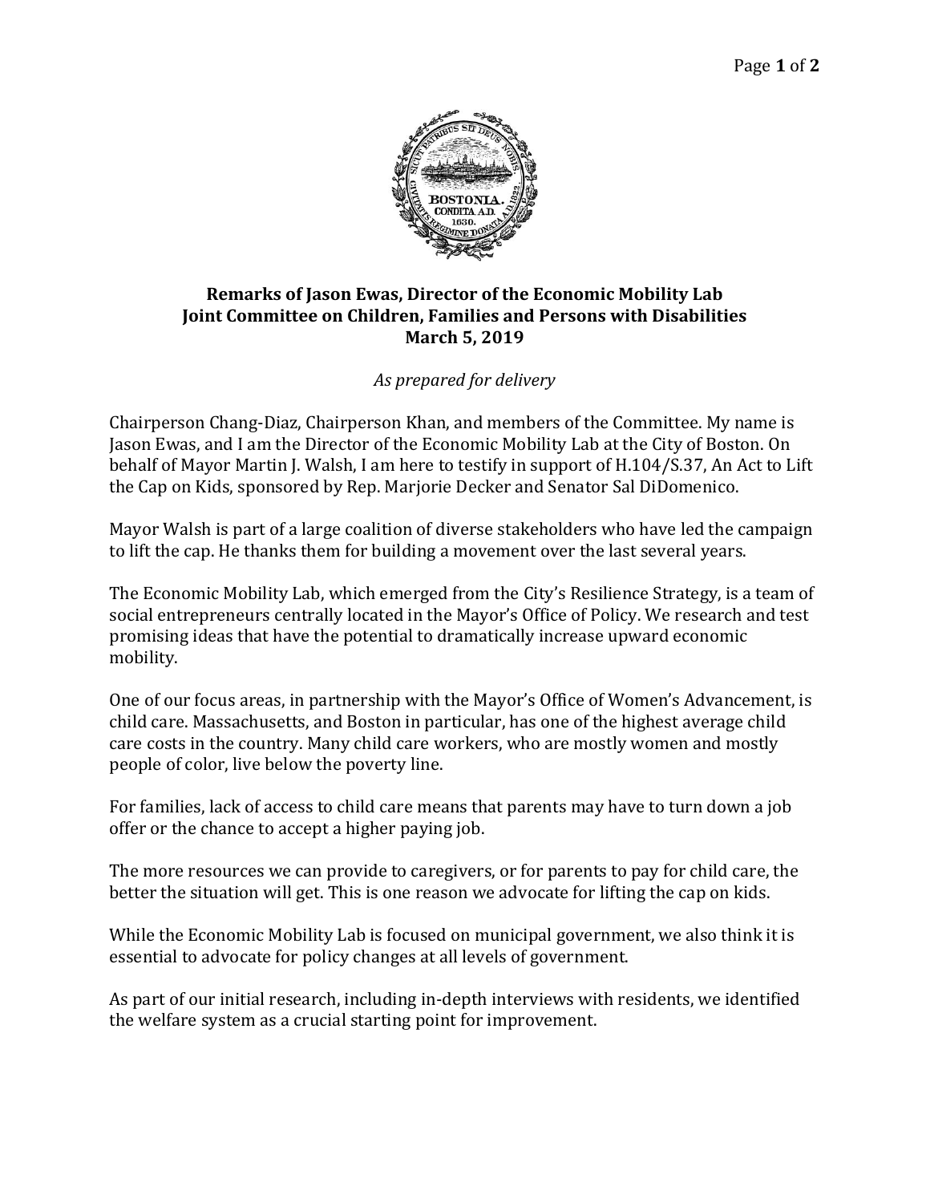**Remarks of Jason Ewas, Director of the Economic Mobility Lab**
**Joint Committee on Children, Families and Persons with Disabilities**
**March 5, 2019**

*As prepared for delivery*

Chairperson Chang-Diaz, Chairperson Khan, and members of the Committee. My name is Jason Ewas, and I am the Director of the Economic Mobility Lab at the City of Boston. On behalf of Mayor Martin J. Walsh, I am here to testify in support of H.104/S.37, An Act to Lift the Cap on Kids, sponsored by Rep. Marjorie Decker and Senator Sal DiDomenico.

Mayor Walsh is part of a large coalition of diverse stakeholders who have led the campaign to lift the cap. He thanks them for building a movement over the last several years.

The Economic Mobility Lab, which emerged from the City's Resilience Strategy, is a team of social entrepreneurs centrally located in the Mayor's Office of Policy. We research and test promising ideas that have the potential to dramatically increase upward economic mobility.

One of our focus areas, in partnership with the Mayor's Office of Women's Advancement, is child care. Massachusetts, and Boston in particular, has one of the highest average child care costs in the country. Many child care workers, who are mostly women and mostly people of color, live below the poverty line.

For families, lack of access to child care means that parents may have to turn down a job offer or the chance to accept a higher paying job.

The more resources we can provide to caregivers, or for parents to pay for child care, the better the situation will get. This is one reason we advocate for lifting the cap on kids.

While the Economic Mobility Lab is focused on municipal government, we also think it is essential to advocate for policy changes at all levels of government.

As part of our initial research, including in-depth interviews with residents, we identified the welfare system as a crucial starting point for improvement.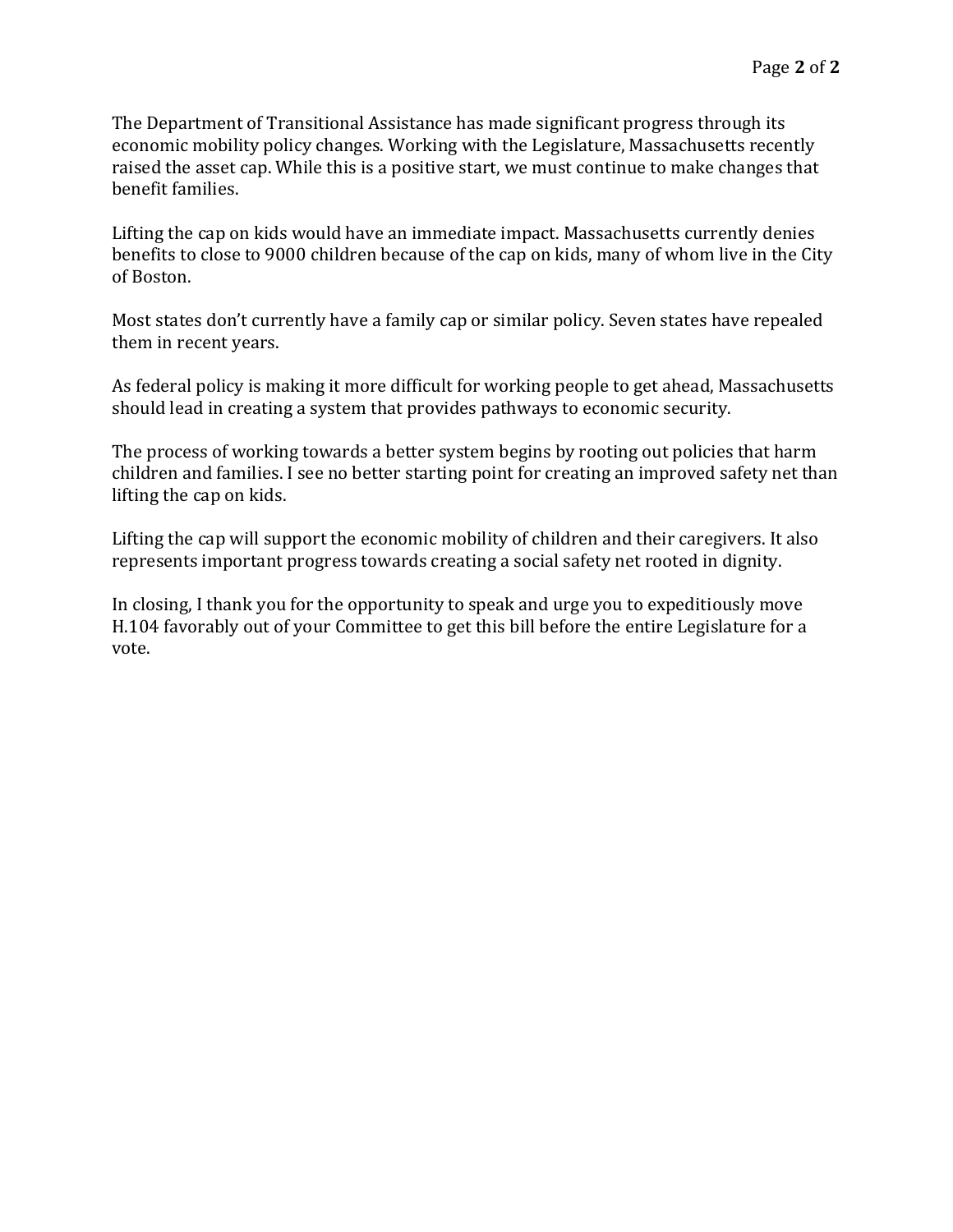The Department of Transitional Assistance has made significant progress through its economic mobility policy changes. Working with the Legislature, Massachusetts recently raised the asset cap. While this is a positive start, we must continue to make changes that benefit families.

Lifting the cap on kids would have an immediate impact. Massachusetts currently denies benefits to close to 9000 children because of the cap on kids, many of whom live in the City of Boston.

Most states don't currently have a family cap or similar policy. Seven states have repealed them in recent years.

As federal policy is making it more difficult for working people to get ahead, Massachusetts should lead in creating a system that provides pathways to economic security.

The process of working towards a better system begins by rooting out policies that harm children and families. I see no better starting point for creating an improved safety net than lifting the cap on kids.

Lifting the cap will support the economic mobility of children and their caregivers. It also represents important progress towards creating a social safety net rooted in dignity.

In closing, I thank you for the opportunity to speak and urge you to expeditiously move H.104 favorably out of your Committee to get this bill before the entire Legislature for a vote.